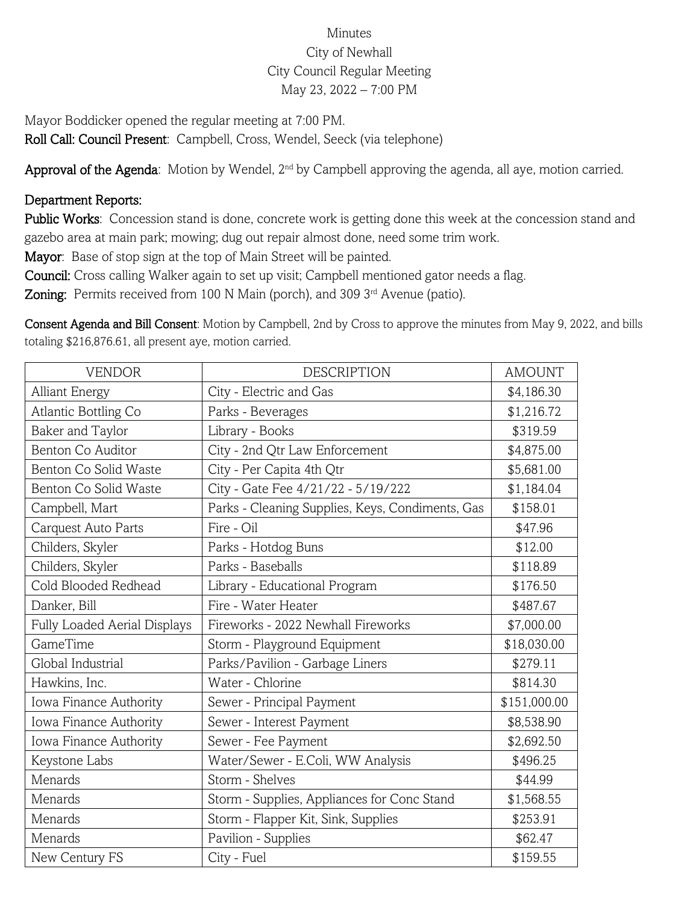Minutes
City of Newhall
City Council Regular Meeting
May 23, 2022 – 7:00 PM

Mayor Boddicker opened the regular meeting at 7:00 PM.

**Roll Call: Council Present**: Campbell, Cross, Wendel, Seeck (via telephone)

**Approval of the Agenda**: Motion by Wendel, 2nd by Campbell approving the agenda, all aye, motion carried.

**Department Reports:**

**Public Works**: Concession stand is done, concrete work is getting done this week at the concession stand and gazebo area at main park; mowing; dug out repair almost done, need some trim work.

**Mayor**: Base of stop sign at the top of Main Street will be painted.

**Council:** Cross calling Walker again to set up visit; Campbell mentioned gator needs a flag.

**Zoning:** Permits received from 100 N Main (porch), and 309 3rd Avenue (patio).

**Consent Agenda and Bill Consent**: Motion by Campbell, 2nd by Cross to approve the minutes from May 9, 2022, and bills totaling $216,876.61, all present aye, motion carried.

| VENDOR | DESCRIPTION | AMOUNT |
|---|---|---|
| Alliant Energy | City - Electric and Gas | $4,186.30 |
| Atlantic Bottling Co | Parks - Beverages | $1,216.72 |
| Baker and Taylor | Library - Books | $319.59 |
| Benton Co Auditor | City - 2nd Qtr Law Enforcement | $4,875.00 |
| Benton Co Solid Waste | City - Per Capita 4th Qtr | $5,681.00 |
| Benton Co Solid Waste | City - Gate Fee 4/21/22 - 5/19/222 | $1,184.04 |
| Campbell, Mart | Parks - Cleaning Supplies, Keys, Condiments, Gas | $158.01 |
| Carquest Auto Parts | Fire - Oil | $47.96 |
| Childers, Skyler | Parks - Hotdog Buns | $12.00 |
| Childers, Skyler | Parks - Baseballs | $118.89 |
| Cold Blooded Redhead | Library - Educational Program | $176.50 |
| Danker, Bill | Fire - Water Heater | $487.67 |
| Fully Loaded Aerial Displays | Fireworks - 2022 Newhall Fireworks | $7,000.00 |
| GameTime | Storm - Playground Equipment | $18,030.00 |
| Global Industrial | Parks/Pavilion - Garbage Liners | $279.11 |
| Hawkins, Inc. | Water - Chlorine | $814.30 |
| Iowa Finance Authority | Sewer - Principal Payment | $151,000.00 |
| Iowa Finance Authority | Sewer - Interest Payment | $8,538.90 |
| Iowa Finance Authority | Sewer - Fee Payment | $2,692.50 |
| Keystone Labs | Water/Sewer - E.Coli, WW Analysis | $496.25 |
| Menards | Storm - Shelves | $44.99 |
| Menards | Storm - Supplies, Appliances for Conc Stand | $1,568.55 |
| Menards | Storm - Flapper Kit, Sink, Supplies | $253.91 |
| Menards | Pavilion - Supplies | $62.47 |
| New Century FS | City - Fuel | $159.55 |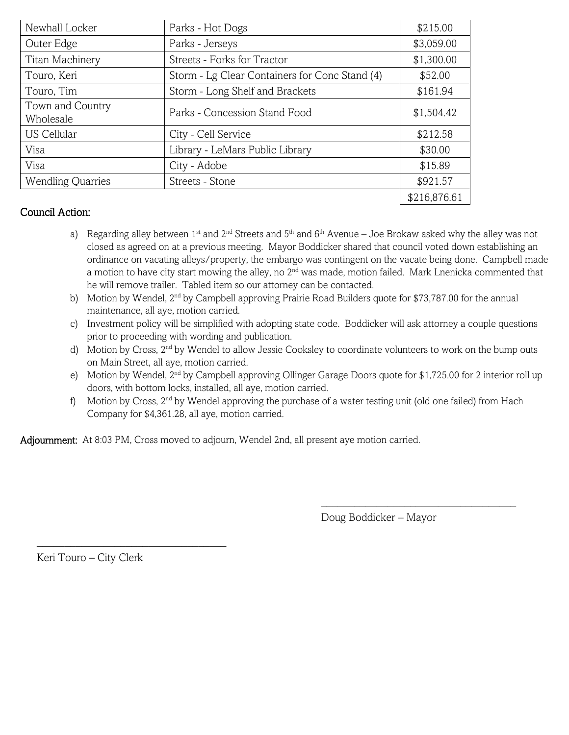| | | |
|---|---|---|
| Newhall Locker | Parks - Hot Dogs | \$215.00 |
| Outer Edge | Parks - Jerseys | \$3,059.00 |
| Titan Machinery | Streets - Forks for Tractor | \$1,300.00 |
| Touro, Keri | Storm - Lg Clear Containers for Conc Stand (4) | \$52.00 |
| Touro, Tim | Storm - Long Shelf and Brackets | \$161.94 |
| Town and Country Wholesale | Parks - Concession Stand Food | \$1,504.42 |
| US Cellular | City - Cell Service | \$212.58 |
| Visa | Library - LeMars Public Library | \$30.00 |
| Visa | City - Adobe | \$15.89 |
| Wendling Quarries | Streets - Stone | \$921.57 |
| | | \$216,876.61 |

**Council Action:**

a) Regarding alley between 1st and 2nd Streets and 5th and 6th Avenue – Joe Brokaw asked why the alley was not closed as agreed on at a previous meeting. Mayor Boddicker shared that council voted down establishing an ordinance on vacating alleys/property, the embargo was contingent on the vacate being done. Campbell made a motion to have city start mowing the alley, no 2nd was made, motion failed. Mark Lnenicka commented that he will remove trailer. Tabled item so our attorney can be contacted.

b) Motion by Wendel, 2nd by Campbell approving Prairie Road Builders quote for \$73,787.00 for the annual maintenance, all aye, motion carried.

c) Investment policy will be simplified with adopting state code. Boddicker will ask attorney a couple questions prior to proceeding with wording and publication.

d) Motion by Cross, 2nd by Wendel to allow Jessie Cooksley to coordinate volunteers to work on the bump outs on Main Street, all aye, motion carried.

e) Motion by Wendel, 2nd by Campbell approving Ollinger Garage Doors quote for \$1,725.00 for 2 interior roll up doors, with bottom locks, installed, all aye, motion carried.

f) Motion by Cross, 2nd by Wendel approving the purchase of a water testing unit (old one failed) from Hach Company for \$4,361.28, all aye, motion carried.

**Adjournment:** At 8:03 PM, Cross moved to adjourn, Wendel 2nd, all present aye motion carried.

\_\_\_\_\_\_\_\_\_\_\_\_\_\_\_\_\_\_\_\_\_\_\_\_\_\_\_\_\_\_\_\_\_\_\_\_\_\_\_\_

Doug Boddicker – Mayor

\_\_\_\_\_\_\_\_\_\_\_\_\_\_\_\_\_\_\_\_\_\_\_\_\_\_\_\_\_\_\_\_\_\_\_\_\_\_\_\_

Keri Touro – City Clerk